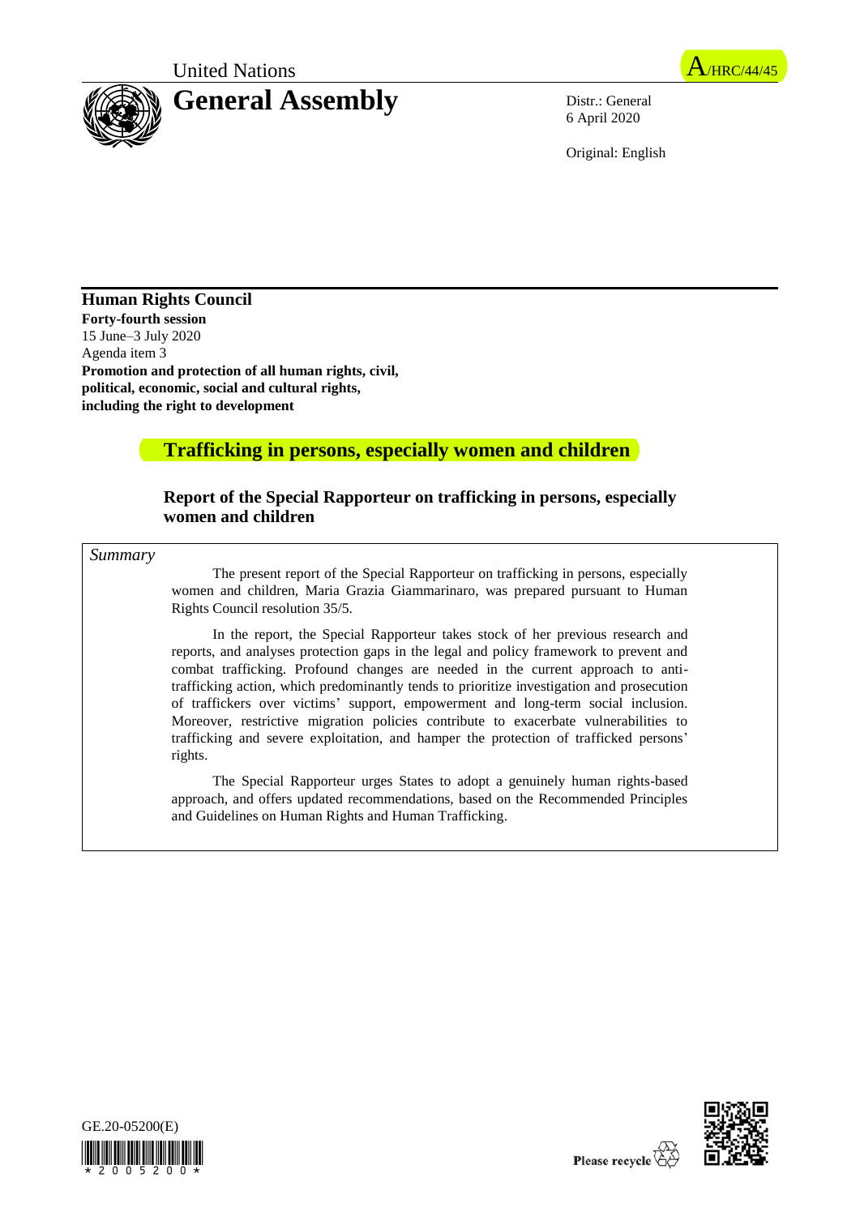United Nations

# General Assembly

A/HRC/44/45

Distr.: General
6 April 2020

Original: English

**Human Rights Council**
**Forty-fourth session**
15 June–3 July 2020
Agenda item 3
**Promotion and protection of all human rights, civil, political, economic, social and cultural rights, including the right to development**

## Trafficking in persons, especially women and children

### Report of the Special Rapporteur on trafficking in persons, especially women and children

*Summary*

The present report of the Special Rapporteur on trafficking in persons, especially women and children, Maria Grazia Giammarinaro, was prepared pursuant to Human Rights Council resolution 35/5.

In the report, the Special Rapporteur takes stock of her previous research and reports, and analyses protection gaps in the legal and policy framework to prevent and combat trafficking. Profound changes are needed in the current approach to anti-trafficking action, which predominantly tends to prioritize investigation and prosecution of traffickers over victims' support, empowerment and long-term social inclusion. Moreover, restrictive migration policies contribute to exacerbate vulnerabilities to trafficking and severe exploitation, and hamper the protection of trafficked persons' rights.

The Special Rapporteur urges States to adopt a genuinely human rights-based approach, and offers updated recommendations, based on the Recommended Principles and Guidelines on Human Rights and Human Trafficking.

GE.20-05200(E)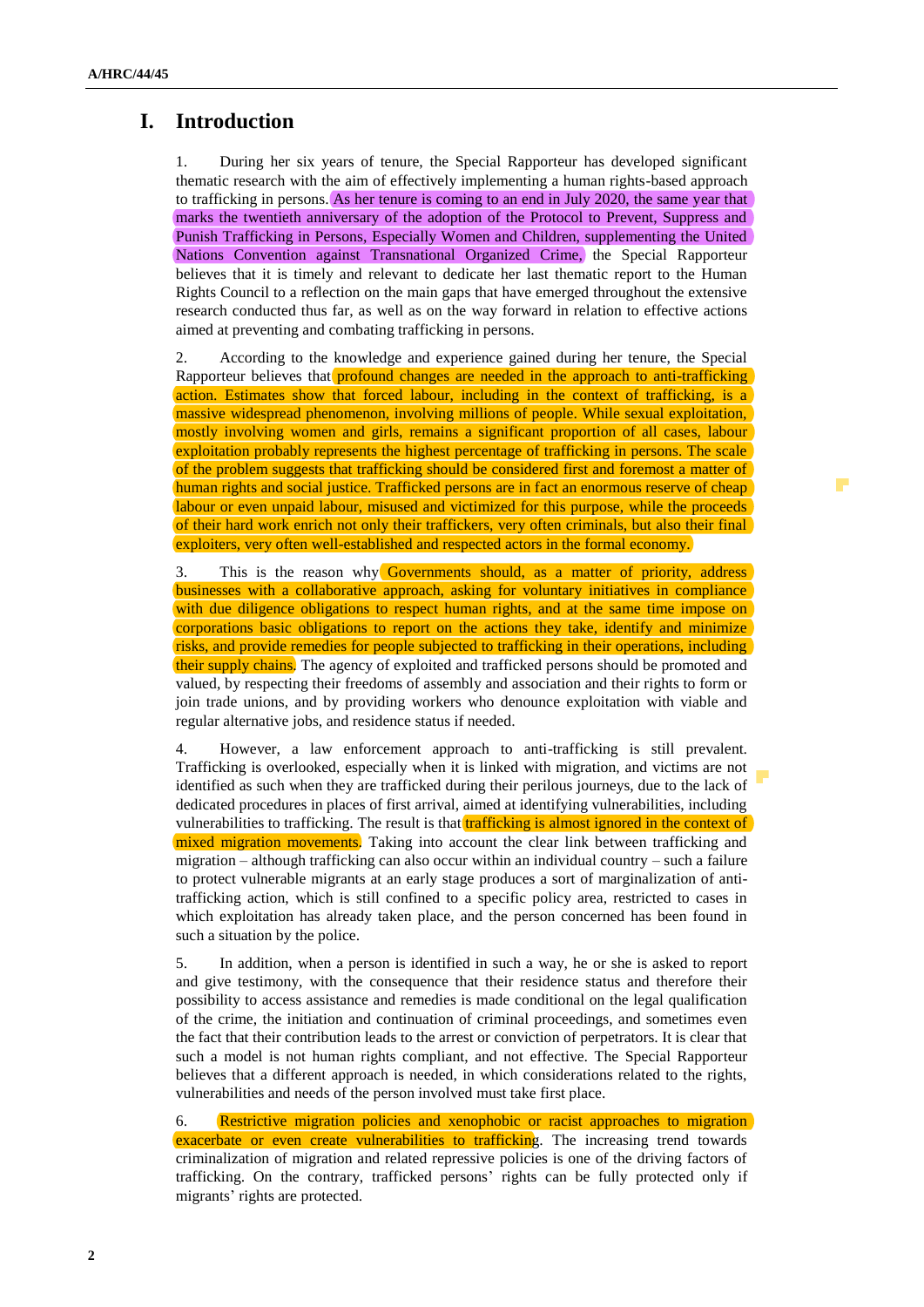# I. Introduction

1. During her six years of tenure, the Special Rapporteur has developed significant thematic research with the aim of effectively implementing a human rights-based approach to trafficking in persons. As her tenure is coming to an end in July 2020, the same year that marks the twentieth anniversary of the adoption of the Protocol to Prevent, Suppress and Punish Trafficking in Persons, Especially Women and Children, supplementing the United Nations Convention against Transnational Organized Crime, the Special Rapporteur believes that it is timely and relevant to dedicate her last thematic report to the Human Rights Council to a reflection on the main gaps that have emerged throughout the extensive research conducted thus far, as well as on the way forward in relation to effective actions aimed at preventing and combating trafficking in persons.

2. According to the knowledge and experience gained during her tenure, the Special Rapporteur believes that profound changes are needed in the approach to anti-trafficking action. Estimates show that forced labour, including in the context of trafficking, is a massive widespread phenomenon, involving millions of people. While sexual exploitation, mostly involving women and girls, remains a significant proportion of all cases, labour exploitation probably represents the highest percentage of trafficking in persons. The scale of the problem suggests that trafficking should be considered first and foremost a matter of human rights and social justice. Trafficked persons are in fact an enormous reserve of cheap labour or even unpaid labour, misused and victimized for this purpose, while the proceeds of their hard work enrich not only their traffickers, very often criminals, but also their final exploiters, very often well-established and respected actors in the formal economy.

3. This is the reason why Governments should, as a matter of priority, address businesses with a collaborative approach, asking for voluntary initiatives in compliance with due diligence obligations to respect human rights, and at the same time impose on corporations basic obligations to report on the actions they take, identify and minimize risks, and provide remedies for people subjected to trafficking in their operations, including their supply chains. The agency of exploited and trafficked persons should be promoted and valued, by respecting their freedoms of assembly and association and their rights to form or join trade unions, and by providing workers who denounce exploitation with viable and regular alternative jobs, and residence status if needed.

4. However, a law enforcement approach to anti-trafficking is still prevalent. Trafficking is overlooked, especially when it is linked with migration, and victims are not identified as such when they are trafficked during their perilous journeys, due to the lack of dedicated procedures in places of first arrival, aimed at identifying vulnerabilities, including vulnerabilities to trafficking. The result is that trafficking is almost ignored in the context of mixed migration movements. Taking into account the clear link between trafficking and migration – although trafficking can also occur within an individual country – such a failure to protect vulnerable migrants at an early stage produces a sort of marginalization of anti-trafficking action, which is still confined to a specific policy area, restricted to cases in which exploitation has already taken place, and the person concerned has been found in such a situation by the police.

5. In addition, when a person is identified in such a way, he or she is asked to report and give testimony, with the consequence that their residence status and therefore their possibility to access assistance and remedies is made conditional on the legal qualification of the crime, the initiation and continuation of criminal proceedings, and sometimes even the fact that their contribution leads to the arrest or conviction of perpetrators. It is clear that such a model is not human rights compliant, and not effective. The Special Rapporteur believes that a different approach is needed, in which considerations related to the rights, vulnerabilities and needs of the person involved must take first place.

6. Restrictive migration policies and xenophobic or racist approaches to migration exacerbate or even create vulnerabilities to trafficking. The increasing trend towards criminalization of migration and related repressive policies is one of the driving factors of trafficking. On the contrary, trafficked persons' rights can be fully protected only if migrants' rights are protected.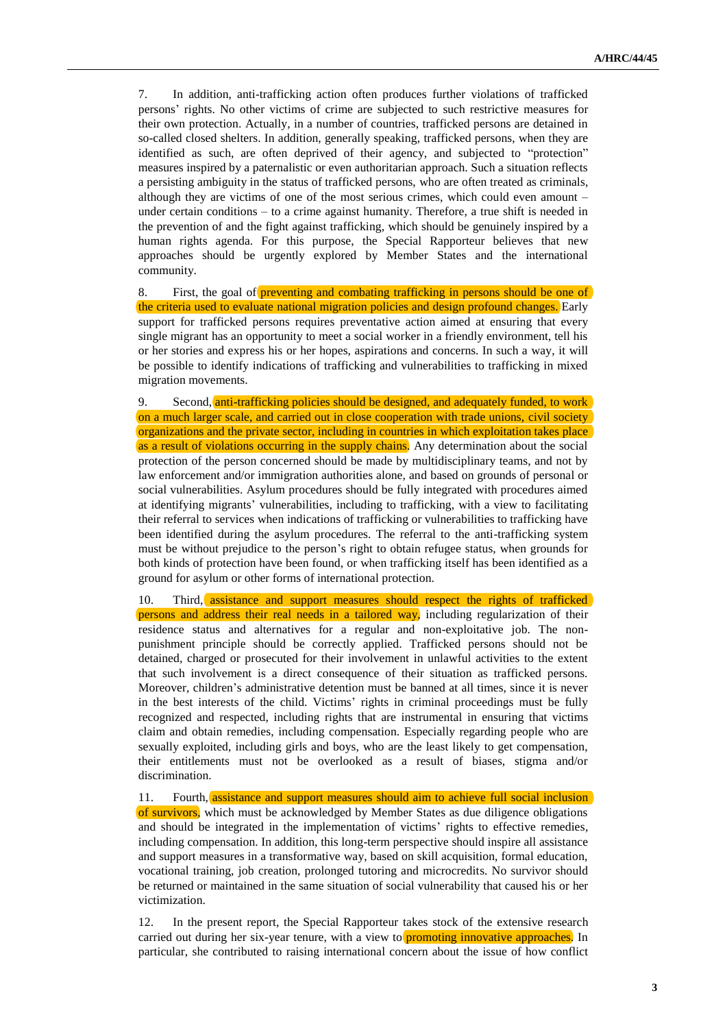7. In addition, anti-trafficking action often produces further violations of trafficked persons' rights. No other victims of crime are subjected to such restrictive measures for their own protection. Actually, in a number of countries, trafficked persons are detained in so-called closed shelters. In addition, generally speaking, trafficked persons, when they are identified as such, are often deprived of their agency, and subjected to "protection" measures inspired by a paternalistic or even authoritarian approach. Such a situation reflects a persisting ambiguity in the status of trafficked persons, who are often treated as criminals, although they are victims of one of the most serious crimes, which could even amount – under certain conditions – to a crime against humanity. Therefore, a true shift is needed in the prevention of and the fight against trafficking, which should be genuinely inspired by a human rights agenda. For this purpose, the Special Rapporteur believes that new approaches should be urgently explored by Member States and the international community.

8. First, the goal of preventing and combating trafficking in persons should be one of the criteria used to evaluate national migration policies and design profound changes. Early support for trafficked persons requires preventative action aimed at ensuring that every single migrant has an opportunity to meet a social worker in a friendly environment, tell his or her stories and express his or her hopes, aspirations and concerns. In such a way, it will be possible to identify indications of trafficking and vulnerabilities to trafficking in mixed migration movements.

9. Second, anti-trafficking policies should be designed, and adequately funded, to work on a much larger scale, and carried out in close cooperation with trade unions, civil society organizations and the private sector, including in countries in which exploitation takes place as a result of violations occurring in the supply chains. Any determination about the social protection of the person concerned should be made by multidisciplinary teams, and not by law enforcement and/or immigration authorities alone, and based on grounds of personal or social vulnerabilities. Asylum procedures should be fully integrated with procedures aimed at identifying migrants' vulnerabilities, including to trafficking, with a view to facilitating their referral to services when indications of trafficking or vulnerabilities to trafficking have been identified during the asylum procedures. The referral to the anti-trafficking system must be without prejudice to the person's right to obtain refugee status, when grounds for both kinds of protection have been found, or when trafficking itself has been identified as a ground for asylum or other forms of international protection.

10. Third, assistance and support measures should respect the rights of trafficked persons and address their real needs in a tailored way, including regularization of their residence status and alternatives for a regular and non-exploitative job. The non-punishment principle should be correctly applied. Trafficked persons should not be detained, charged or prosecuted for their involvement in unlawful activities to the extent that such involvement is a direct consequence of their situation as trafficked persons. Moreover, children's administrative detention must be banned at all times, since it is never in the best interests of the child. Victims' rights in criminal proceedings must be fully recognized and respected, including rights that are instrumental in ensuring that victims claim and obtain remedies, including compensation. Especially regarding people who are sexually exploited, including girls and boys, who are the least likely to get compensation, their entitlements must not be overlooked as a result of biases, stigma and/or discrimination.

11. Fourth, assistance and support measures should aim to achieve full social inclusion of survivors, which must be acknowledged by Member States as due diligence obligations and should be integrated in the implementation of victims' rights to effective remedies, including compensation. In addition, this long-term perspective should inspire all assistance and support measures in a transformative way, based on skill acquisition, formal education, vocational training, job creation, prolonged tutoring and microcredits. No survivor should be returned or maintained in the same situation of social vulnerability that caused his or her victimization.

12. In the present report, the Special Rapporteur takes stock of the extensive research carried out during her six-year tenure, with a view to promoting innovative approaches. In particular, she contributed to raising international concern about the issue of how conflict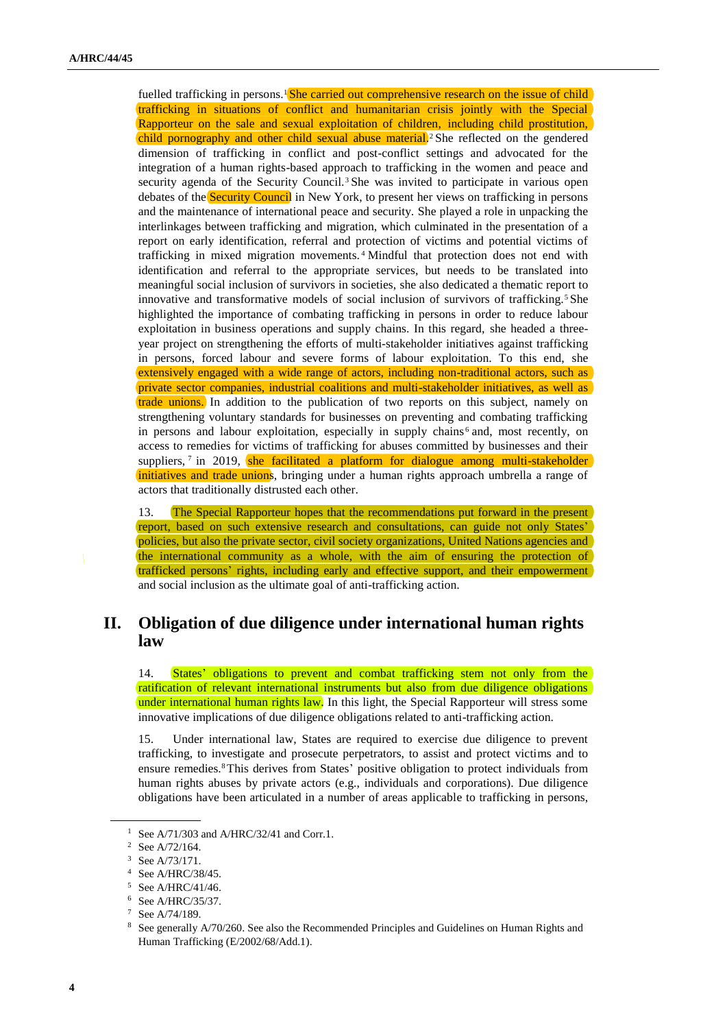fuelled trafficking in persons.[1] She carried out comprehensive research on the issue of child trafficking in situations of conflict and humanitarian crisis jointly with the Special Rapporteur on the sale and sexual exploitation of children, including child prostitution, child pornography and other child sexual abuse material.[2] She reflected on the gendered dimension of trafficking in conflict and post-conflict settings and advocated for the integration of a human rights-based approach to trafficking in the women and peace and security agenda of the Security Council.[3] She was invited to participate in various open debates of the Security Council in New York, to present her views on trafficking in persons and the maintenance of international peace and security. She played a role in unpacking the interlinkages between trafficking and migration, which culminated in the presentation of a report on early identification, referral and protection of victims and potential victims of trafficking in mixed migration movements.[4] Mindful that protection does not end with identification and referral to the appropriate services, but needs to be translated into meaningful social inclusion of survivors in societies, she also dedicated a thematic report to innovative and transformative models of social inclusion of survivors of trafficking.[5] She highlighted the importance of combating trafficking in persons in order to reduce labour exploitation in business operations and supply chains. In this regard, she headed a three-year project on strengthening the efforts of multi-stakeholder initiatives against trafficking in persons, forced labour and severe forms of labour exploitation. To this end, she extensively engaged with a wide range of actors, including non-traditional actors, such as private sector companies, industrial coalitions and multi-stakeholder initiatives, as well as trade unions. In addition to the publication of two reports on this subject, namely on strengthening voluntary standards for businesses on preventing and combating trafficking in persons and labour exploitation, especially in supply chains[6] and, most recently, on access to remedies for victims of trafficking for abuses committed by businesses and their suppliers,[7] in 2019, she facilitated a platform for dialogue among multi-stakeholder initiatives and trade unions, bringing under a human rights approach umbrella a range of actors that traditionally distrusted each other.

13. The Special Rapporteur hopes that the recommendations put forward in the present report, based on such extensive research and consultations, can guide not only States' policies, but also the private sector, civil society organizations, United Nations agencies and the international community as a whole, with the aim of ensuring the protection of trafficked persons' rights, including early and effective support, and their empowerment and social inclusion as the ultimate goal of anti-trafficking action.

## II. Obligation of due diligence under international human rights law

14. States' obligations to prevent and combat trafficking stem not only from the ratification of relevant international instruments but also from due diligence obligations under international human rights law. In this light, the Special Rapporteur will stress some innovative implications of due diligence obligations related to anti-trafficking action.

15. Under international law, States are required to exercise due diligence to prevent trafficking, to investigate and prosecute perpetrators, to assist and protect victims and to ensure remedies.[8] This derives from States' positive obligation to protect individuals from human rights abuses by private actors (e.g., individuals and corporations). Due diligence obligations have been articulated in a number of areas applicable to trafficking in persons,

---

[1] See A/71/303 and A/HRC/32/41 and Corr.1.

[2] See A/72/164.

[3] See A/73/171.

[4] See A/HRC/38/45.

[5] See A/HRC/41/46.

[6] See A/HRC/35/37.

[7] See A/74/189.

[8] See generally A/70/260. See also the Recommended Principles and Guidelines on Human Rights and Human Trafficking (E/2002/68/Add.1).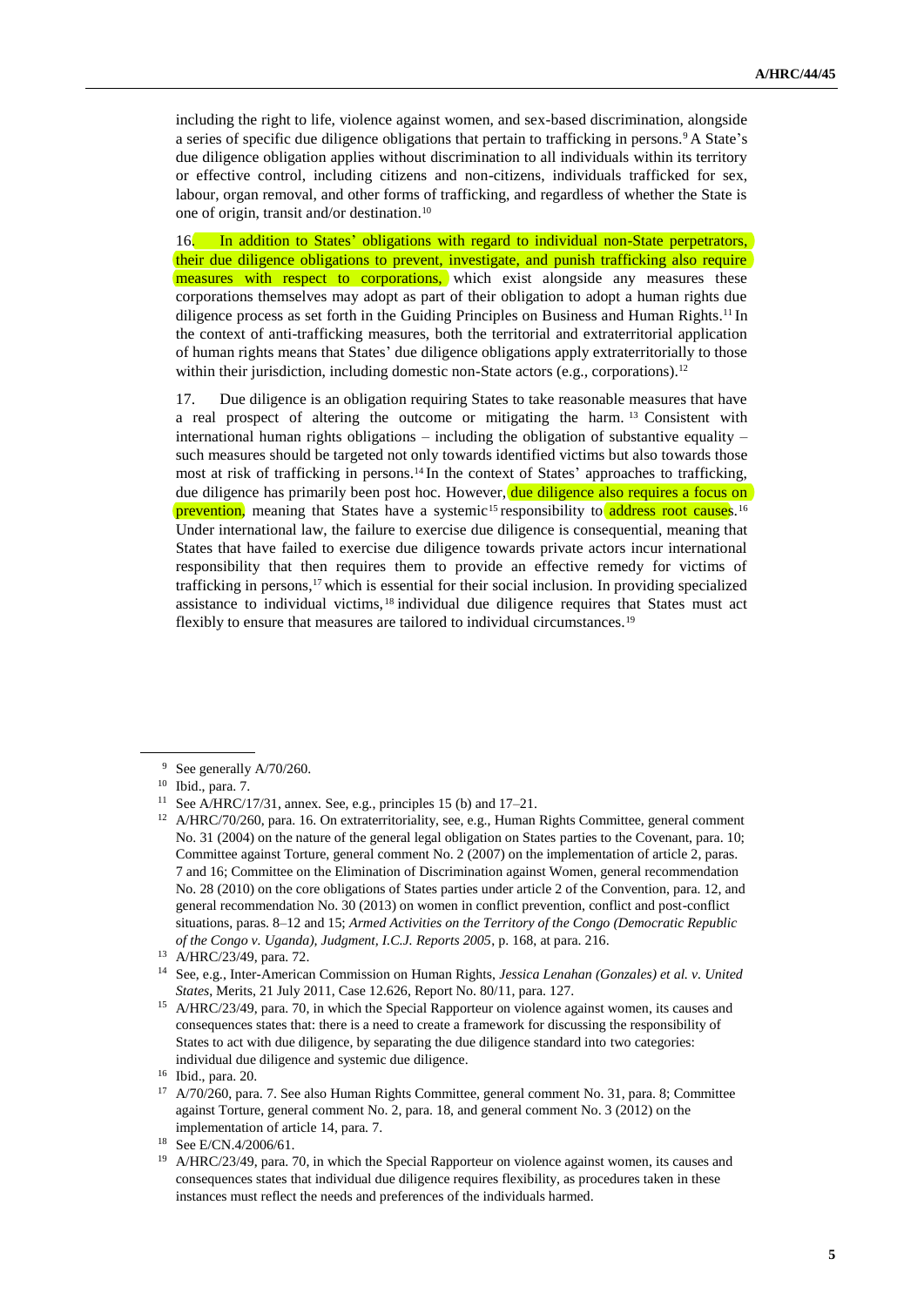including the right to life, violence against women, and sex-based discrimination, alongside a series of specific due diligence obligations that pertain to trafficking in persons.[9] A State's due diligence obligation applies without discrimination to all individuals within its territory or effective control, including citizens and non-citizens, individuals trafficked for sex, labour, organ removal, and other forms of trafficking, and regardless of whether the State is one of origin, transit and/or destination.[10]

16. In addition to States' obligations with regard to individual non-State perpetrators, their due diligence obligations to prevent, investigate, and punish trafficking also require measures with respect to corporations, which exist alongside any measures these corporations themselves may adopt as part of their obligation to adopt a human rights due diligence process as set forth in the Guiding Principles on Business and Human Rights.[11] In the context of anti-trafficking measures, both the territorial and extraterritorial application of human rights means that States' due diligence obligations apply extraterritorially to those within their jurisdiction, including domestic non-State actors (e.g., corporations).[12]

17. Due diligence is an obligation requiring States to take reasonable measures that have a real prospect of altering the outcome or mitigating the harm.[13] Consistent with international human rights obligations – including the obligation of substantive equality – such measures should be targeted not only towards identified victims but also towards those most at risk of trafficking in persons.[14] In the context of States' approaches to trafficking, due diligence has primarily been post hoc. However, due diligence also requires a focus on prevention, meaning that States have a systemic[15] responsibility to address root causes.[16] Under international law, the failure to exercise due diligence is consequential, meaning that States that have failed to exercise due diligence towards private actors incur international responsibility that then requires them to provide an effective remedy for victims of trafficking in persons,[17] which is essential for their social inclusion. In providing specialized assistance to individual victims,[18] individual due diligence requires that States must act flexibly to ensure that measures are tailored to individual circumstances.[19]

---

[9] See generally A/70/260.

[10] Ibid., para. 7.

[11] See A/HRC/17/31, annex. See, e.g., principles 15 (b) and 17–21.

[12] A/HRC/70/260, para. 16. On extraterritoriality, see, e.g., Human Rights Committee, general comment No. 31 (2004) on the nature of the general legal obligation on States parties to the Covenant, para. 10; Committee against Torture, general comment No. 2 (2007) on the implementation of article 2, paras. 7 and 16; Committee on the Elimination of Discrimination against Women, general recommendation No. 28 (2010) on the core obligations of States parties under article 2 of the Convention, para. 12, and general recommendation No. 30 (2013) on women in conflict prevention, conflict and post-conflict situations, paras. 8–12 and 15; *Armed Activities on the Territory of the Congo (Democratic Republic of the Congo v. Uganda), Judgment, I.C.J. Reports 2005*, p. 168, at para. 216.

[13] A/HRC/23/49, para. 72.

[14] See, e.g., Inter-American Commission on Human Rights, *Jessica Lenahan (Gonzales) et al. v. United States*, Merits, 21 July 2011, Case 12.626, Report No. 80/11, para. 127.

[15] A/HRC/23/49, para. 70, in which the Special Rapporteur on violence against women, its causes and consequences states that: there is a need to create a framework for discussing the responsibility of States to act with due diligence, by separating the due diligence standard into two categories: individual due diligence and systemic due diligence.

[16] Ibid., para. 20.

[17] A/70/260, para. 7. See also Human Rights Committee, general comment No. 31, para. 8; Committee against Torture, general comment No. 2, para. 18, and general comment No. 3 (2012) on the implementation of article 14, para. 7.

[18] See E/CN.4/2006/61.

[19] A/HRC/23/49, para. 70, in which the Special Rapporteur on violence against women, its causes and consequences states that individual due diligence requires flexibility, as procedures taken in these instances must reflect the needs and preferences of the individuals harmed.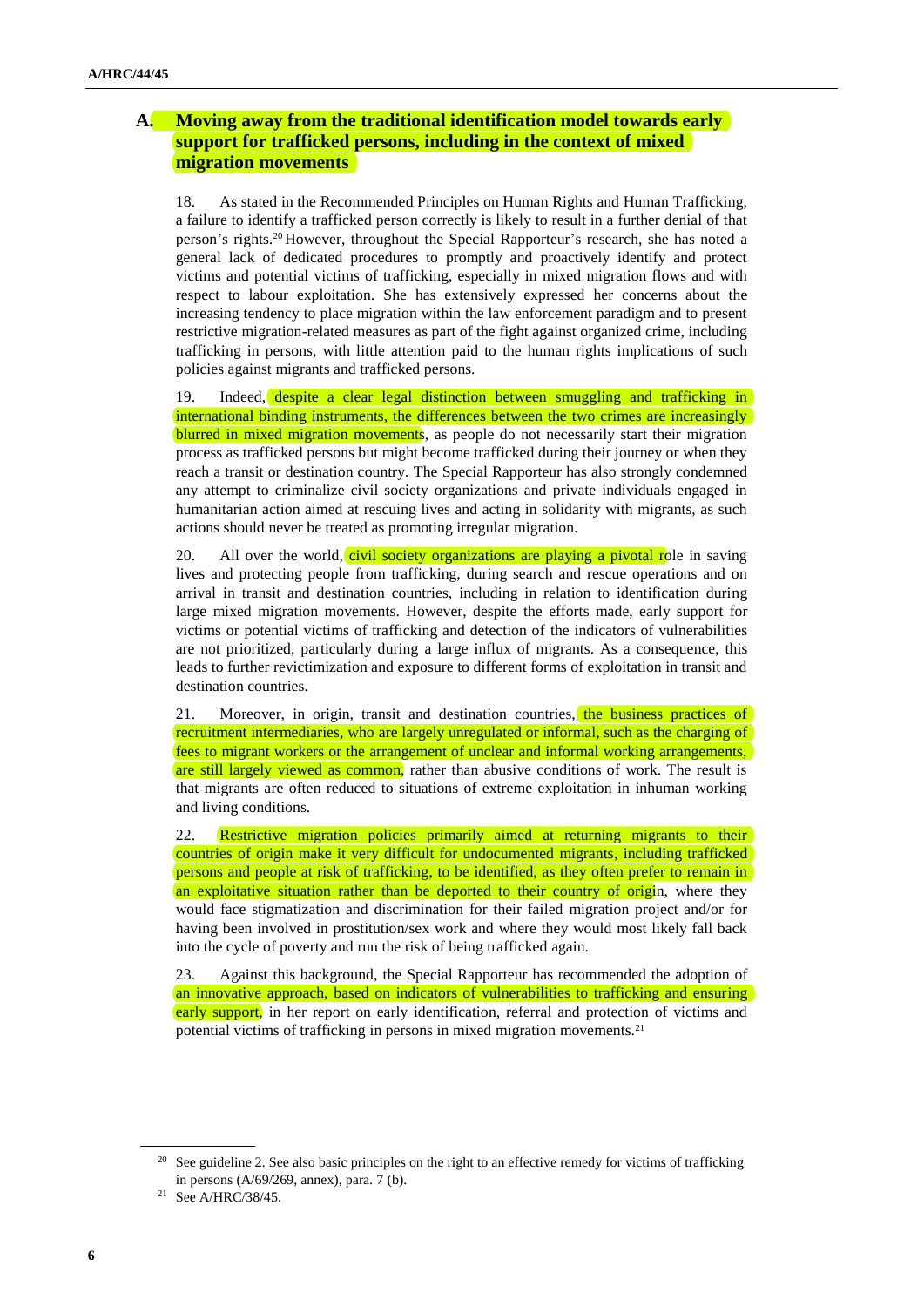## A. Moving away from the traditional identification model towards early support for trafficked persons, including in the context of mixed migration movements

18. As stated in the Recommended Principles on Human Rights and Human Trafficking, a failure to identify a trafficked person correctly is likely to result in a further denial of that person's rights.[20] However, throughout the Special Rapporteur's research, she has noted a general lack of dedicated procedures to promptly and proactively identify and protect victims and potential victims of trafficking, especially in mixed migration flows and with respect to labour exploitation. She has extensively expressed her concerns about the increasing tendency to place migration within the law enforcement paradigm and to present restrictive migration-related measures as part of the fight against organized crime, including trafficking in persons, with little attention paid to the human rights implications of such policies against migrants and trafficked persons.

19. Indeed, despite a clear legal distinction between smuggling and trafficking in international binding instruments, the differences between the two crimes are increasingly blurred in mixed migration movements, as people do not necessarily start their migration process as trafficked persons but might become trafficked during their journey or when they reach a transit or destination country. The Special Rapporteur has also strongly condemned any attempt to criminalize civil society organizations and private individuals engaged in humanitarian action aimed at rescuing lives and acting in solidarity with migrants, as such actions should never be treated as promoting irregular migration.

20. All over the world, civil society organizations are playing a pivotal role in saving lives and protecting people from trafficking, during search and rescue operations and on arrival in transit and destination countries, including in relation to identification during large mixed migration movements. However, despite the efforts made, early support for victims or potential victims of trafficking and detection of the indicators of vulnerabilities are not prioritized, particularly during a large influx of migrants. As a consequence, this leads to further revictimization and exposure to different forms of exploitation in transit and destination countries.

21. Moreover, in origin, transit and destination countries, the business practices of recruitment intermediaries, who are largely unregulated or informal, such as the charging of fees to migrant workers or the arrangement of unclear and informal working arrangements, are still largely viewed as common, rather than abusive conditions of work. The result is that migrants are often reduced to situations of extreme exploitation in inhuman working and living conditions.

22. Restrictive migration policies primarily aimed at returning migrants to their countries of origin make it very difficult for undocumented migrants, including trafficked persons and people at risk of trafficking, to be identified, as they often prefer to remain in an exploitative situation rather than be deported to their country of origin, where they would face stigmatization and discrimination for their failed migration project and/or for having been involved in prostitution/sex work and where they would most likely fall back into the cycle of poverty and run the risk of being trafficked again.

23. Against this background, the Special Rapporteur has recommended the adoption of an innovative approach, based on indicators of vulnerabilities to trafficking and ensuring early support, in her report on early identification, referral and protection of victims and potential victims of trafficking in persons in mixed migration movements.[21]

[20] See guideline 2. See also basic principles on the right to an effective remedy for victims of trafficking in persons (A/69/269, annex), para. 7 (b).

[21] See A/HRC/38/45.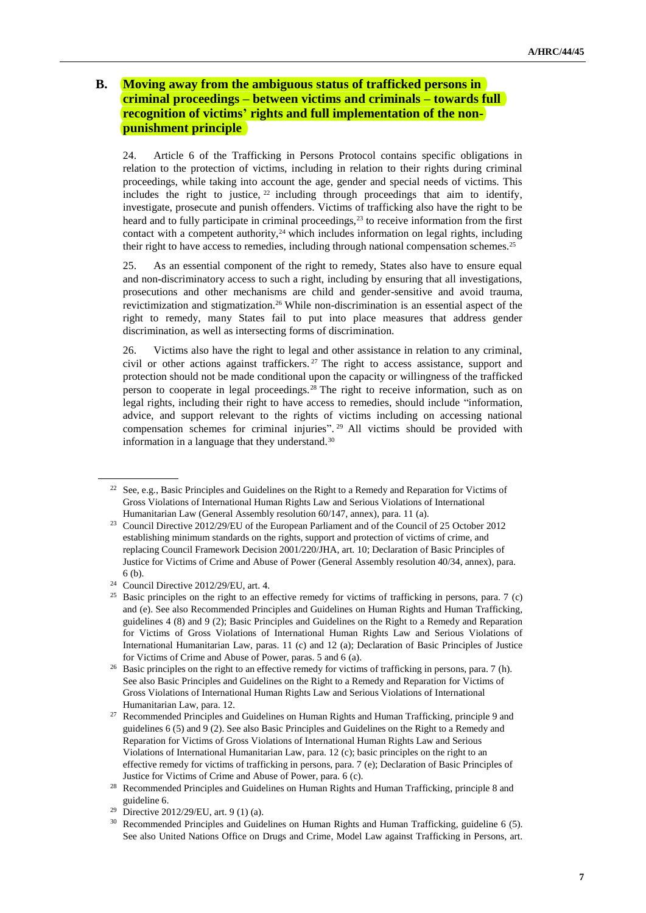## B. Moving away from the ambiguous status of trafficked persons in criminal proceedings – between victims and criminals – towards full recognition of victims' rights and full implementation of the non-punishment principle

24. Article 6 of the Trafficking in Persons Protocol contains specific obligations in relation to the protection of victims, including in relation to their rights during criminal proceedings, while taking into account the age, gender and special needs of victims. This includes the right to justice,[22] including through proceedings that aim to identify, investigate, prosecute and punish offenders. Victims of trafficking also have the right to be heard and to fully participate in criminal proceedings,[23] to receive information from the first contact with a competent authority,[24] which includes information on legal rights, including their right to have access to remedies, including through national compensation schemes.[25]

25. As an essential component of the right to remedy, States also have to ensure equal and non-discriminatory access to such a right, including by ensuring that all investigations, prosecutions and other mechanisms are child and gender-sensitive and avoid trauma, revictimization and stigmatization.[26] While non-discrimination is an essential aspect of the right to remedy, many States fail to put into place measures that address gender discrimination, as well as intersecting forms of discrimination.

26. Victims also have the right to legal and other assistance in relation to any criminal, civil or other actions against traffickers.[27] The right to access assistance, support and protection should not be made conditional upon the capacity or willingness of the trafficked person to cooperate in legal proceedings.[28] The right to receive information, such as on legal rights, including their right to have access to remedies, should include "information, advice, and support relevant to the rights of victims including on accessing national compensation schemes for criminal injuries".[29] All victims should be provided with information in a language that they understand.[30]

---

[22] See, e.g., Basic Principles and Guidelines on the Right to a Remedy and Reparation for Victims of Gross Violations of International Human Rights Law and Serious Violations of International Humanitarian Law (General Assembly resolution 60/147, annex), para. 11 (a).

[23] Council Directive 2012/29/EU of the European Parliament and of the Council of 25 October 2012 establishing minimum standards on the rights, support and protection of victims of crime, and replacing Council Framework Decision 2001/220/JHA, art. 10; Declaration of Basic Principles of Justice for Victims of Crime and Abuse of Power (General Assembly resolution 40/34, annex), para. 6 (b).

[24] Council Directive 2012/29/EU, art. 4.

[25] Basic principles on the right to an effective remedy for victims of trafficking in persons, para. 7 (c) and (e). See also Recommended Principles and Guidelines on Human Rights and Human Trafficking, guidelines 4 (8) and 9 (2); Basic Principles and Guidelines on the Right to a Remedy and Reparation for Victims of Gross Violations of International Human Rights Law and Serious Violations of International Humanitarian Law, paras. 11 (c) and 12 (a); Declaration of Basic Principles of Justice for Victims of Crime and Abuse of Power, paras. 5 and 6 (a).

[26] Basic principles on the right to an effective remedy for victims of trafficking in persons, para. 7 (h). See also Basic Principles and Guidelines on the Right to a Remedy and Reparation for Victims of Gross Violations of International Human Rights Law and Serious Violations of International Humanitarian Law, para. 12.

[27] Recommended Principles and Guidelines on Human Rights and Human Trafficking, principle 9 and guidelines 6 (5) and 9 (2). See also Basic Principles and Guidelines on the Right to a Remedy and Reparation for Victims of Gross Violations of International Human Rights Law and Serious Violations of International Humanitarian Law, para. 12 (c); basic principles on the right to an effective remedy for victims of trafficking in persons, para. 7 (e); Declaration of Basic Principles of Justice for Victims of Crime and Abuse of Power, para. 6 (c).

[28] Recommended Principles and Guidelines on Human Rights and Human Trafficking, principle 8 and guideline 6.

[29] Directive 2012/29/EU, art. 9 (1) (a).

[30] Recommended Principles and Guidelines on Human Rights and Human Trafficking, guideline 6 (5). See also United Nations Office on Drugs and Crime, Model Law against Trafficking in Persons, art.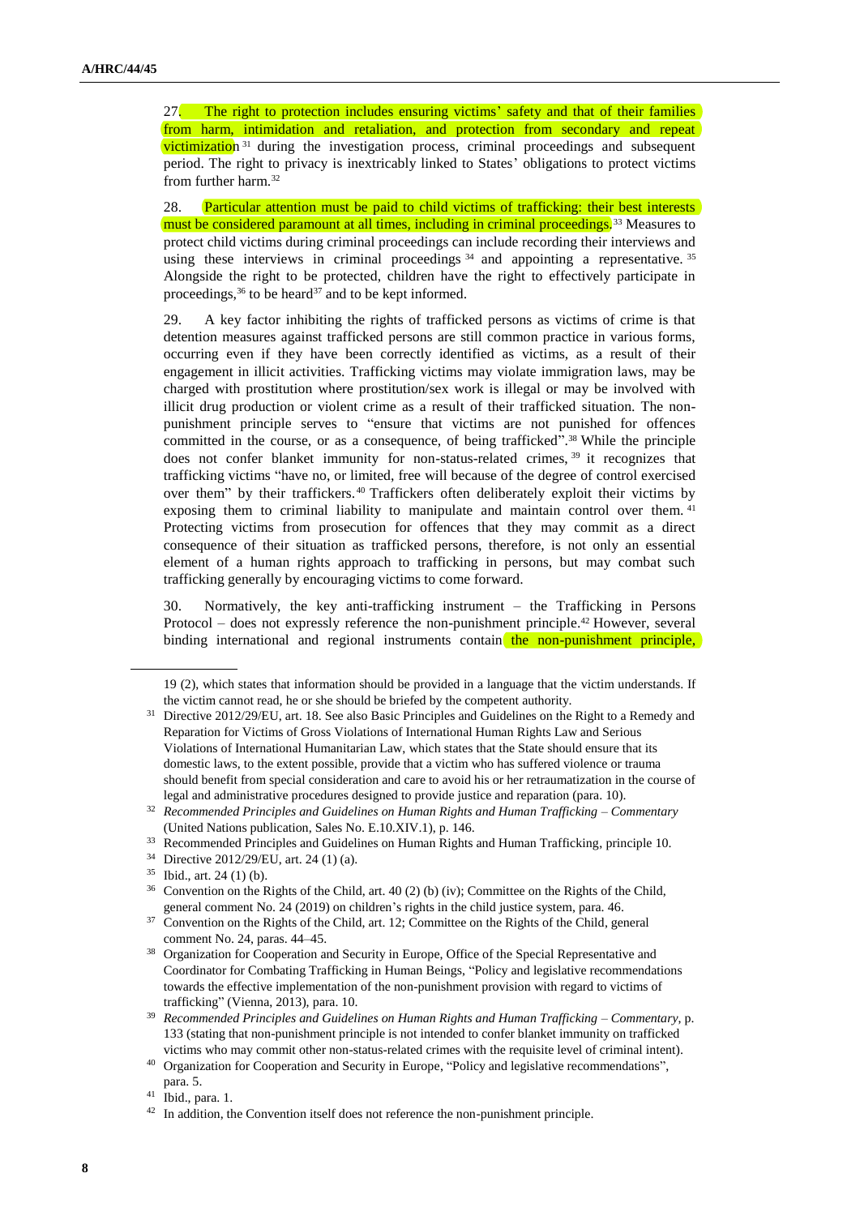27. The right to protection includes ensuring victims' safety and that of their families from harm, intimidation and retaliation, and protection from secondary and repeat victimization[31] during the investigation process, criminal proceedings and subsequent period. The right to privacy is inextricably linked to States' obligations to protect victims from further harm.[32]

28. Particular attention must be paid to child victims of trafficking: their best interests must be considered paramount at all times, including in criminal proceedings.[33] Measures to protect child victims during criminal proceedings can include recording their interviews and using these interviews in criminal proceedings[34] and appointing a representative.[35] Alongside the right to be protected, children have the right to effectively participate in proceedings,[36] to be heard[37] and to be kept informed.

29. A key factor inhibiting the rights of trafficked persons as victims of crime is that detention measures against trafficked persons are still common practice in various forms, occurring even if they have been correctly identified as victims, as a result of their engagement in illicit activities. Trafficking victims may violate immigration laws, may be charged with prostitution where prostitution/sex work is illegal or may be involved with illicit drug production or violent crime as a result of their trafficked situation. The non-punishment principle serves to "ensure that victims are not punished for offences committed in the course, or as a consequence, of being trafficked".[38] While the principle does not confer blanket immunity for non-status-related crimes,[39] it recognizes that trafficking victims "have no, or limited, free will because of the degree of control exercised over them" by their traffickers.[40] Traffickers often deliberately exploit their victims by exposing them to criminal liability to manipulate and maintain control over them.[41] Protecting victims from prosecution for offences that they may commit as a direct consequence of their situation as trafficked persons, therefore, is not only an essential element of a human rights approach to trafficking in persons, but may combat such trafficking generally by encouraging victims to come forward.

30. Normatively, the key anti-trafficking instrument – the Trafficking in Persons Protocol – does not expressly reference the non-punishment principle.[42] However, several binding international and regional instruments contain the non-punishment principle,

---

19 (2), which states that information should be provided in a language that the victim understands. If the victim cannot read, he or she should be briefed by the competent authority.

[31] Directive 2012/29/EU, art. 18. See also Basic Principles and Guidelines on the Right to a Remedy and Reparation for Victims of Gross Violations of International Human Rights Law and Serious Violations of International Humanitarian Law, which states that the State should ensure that its domestic laws, to the extent possible, provide that a victim who has suffered violence or trauma should benefit from special consideration and care to avoid his or her retraumatization in the course of legal and administrative procedures designed to provide justice and reparation (para. 10).

[32] *Recommended Principles and Guidelines on Human Rights and Human Trafficking – Commentary* (United Nations publication, Sales No. E.10.XIV.1), p. 146.

[33] Recommended Principles and Guidelines on Human Rights and Human Trafficking, principle 10.

[34] Directive 2012/29/EU, art. 24 (1) (a).

[35] Ibid., art. 24 (1) (b).

[36] Convention on the Rights of the Child, art. 40 (2) (b) (iv); Committee on the Rights of the Child, general comment No. 24 (2019) on children's rights in the child justice system, para. 46.

[37] Convention on the Rights of the Child, art. 12; Committee on the Rights of the Child, general comment No. 24, paras. 44–45.

[38] Organization for Security and Cooperation in Europe, Office of the Special Representative and Coordinator for Combating Trafficking in Human Beings, "Policy and legislative recommendations towards the effective implementation of the non-punishment provision with regard to victims of trafficking" (Vienna, 2013), para. 10.

[39] *Recommended Principles and Guidelines on Human Rights and Human Trafficking – Commentary*, p. 133 (stating that non-punishment principle is not intended to confer blanket immunity on trafficked victims who may commit other non-status-related crimes with the requisite level of criminal intent).

[40] Organization for Security and Cooperation in Europe, "Policy and legislative recommendations", para. 5.

[41] Ibid., para. 1.

[42] In addition, the Convention itself does not reference the non-punishment principle.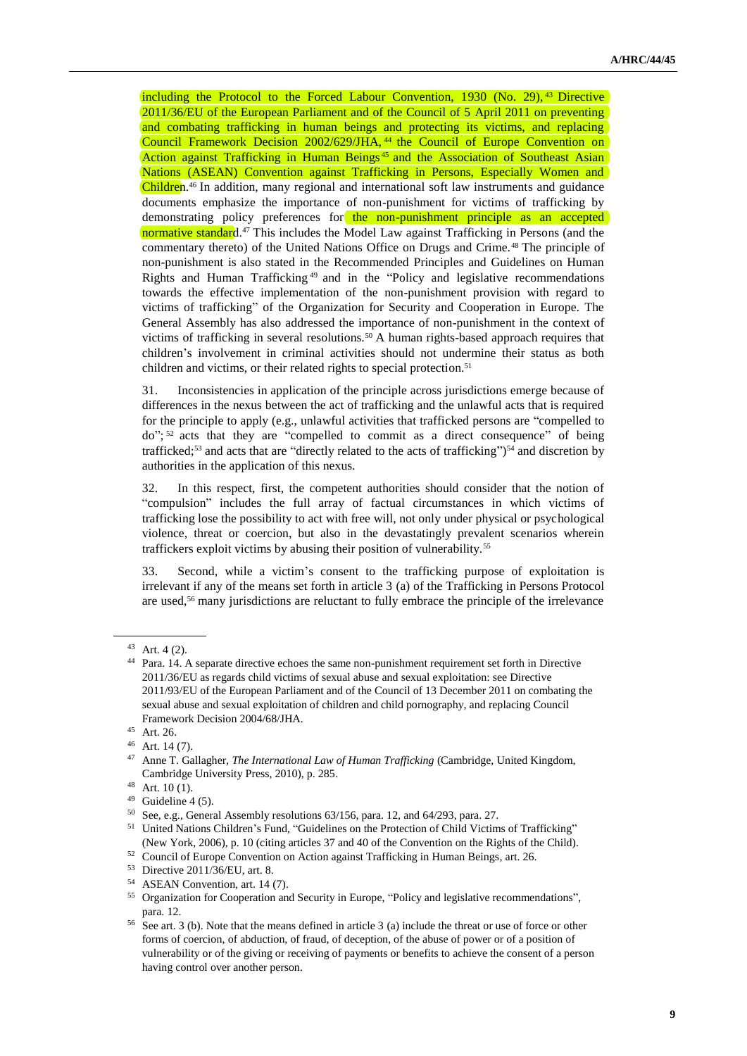including the Protocol to the Forced Labour Convention, 1930 (No. 29),[43] Directive 2011/36/EU of the European Parliament and of the Council of 5 April 2011 on preventing and combating trafficking in human beings and protecting its victims, and replacing Council Framework Decision 2002/629/JHA,[44] the Council of Europe Convention on Action against Trafficking in Human Beings[45] and the Association of Southeast Asian Nations (ASEAN) Convention against Trafficking in Persons, Especially Women and Children.[46] In addition, many regional and international soft law instruments and guidance documents emphasize the importance of non-punishment for victims of trafficking by demonstrating policy preferences for the non-punishment principle as an accepted normative standard.[47] This includes the Model Law against Trafficking in Persons (and the commentary thereto) of the United Nations Office on Drugs and Crime.[48] The principle of non-punishment is also stated in the Recommended Principles and Guidelines on Human Rights and Human Trafficking[49] and in the "Policy and legislative recommendations towards the effective implementation of the non-punishment provision with regard to victims of trafficking" of the Organization for Security and Cooperation in Europe. The General Assembly has also addressed the importance of non-punishment in the context of victims of trafficking in several resolutions.[50] A human rights-based approach requires that children's involvement in criminal activities should not undermine their status as both children and victims, or their related rights to special protection.[51]

31. Inconsistencies in application of the principle across jurisdictions emerge because of differences in the nexus between the act of trafficking and the unlawful acts that is required for the principle to apply (e.g., unlawful activities that trafficked persons are "compelled to do";[52] acts that they are "compelled to commit as a direct consequence" of being trafficked;[53] and acts that are "directly related to the acts of trafficking")[54] and discretion by authorities in the application of this nexus.

32. In this respect, first, the competent authorities should consider that the notion of "compulsion" includes the full array of factual circumstances in which victims of trafficking lose the possibility to act with free will, not only under physical or psychological violence, threat or coercion, but also in the devastatingly prevalent scenarios wherein traffickers exploit victims by abusing their position of vulnerability.[55]

33. Second, while a victim's consent to the trafficking purpose of exploitation is irrelevant if any of the means set forth in article 3 (a) of the Trafficking in Persons Protocol are used,[56] many jurisdictions are reluctant to fully embrace the principle of the irrelevance

---

[43] Art. 4 (2).

[44] Para. 14. A separate directive echoes the same non-punishment requirement set forth in Directive 2011/36/EU as regards child victims of sexual abuse and sexual exploitation: see Directive 2011/93/EU of the European Parliament and of the Council of 13 December 2011 on combating the sexual abuse and sexual exploitation of children and child pornography, and replacing Council Framework Decision 2004/68/JHA.

[45] Art. 26.

[46] Art. 14 (7).

[47] Anne T. Gallagher, *The International Law of Human Trafficking* (Cambridge, United Kingdom, Cambridge University Press, 2010), p. 285.

[48] Art. 10 (1).

[49] Guideline 4 (5).

[50] See, e.g., General Assembly resolutions 63/156, para. 12, and 64/293, para. 27.

[51] United Nations Children's Fund, "Guidelines on the Protection of Child Victims of Trafficking" (New York, 2006), p. 10 (citing articles 37 and 40 of the Convention on the Rights of the Child).

[52] Council of Europe Convention on Action against Trafficking in Human Beings, art. 26.

[53] Directive 2011/36/EU, art. 8.

[54] ASEAN Convention, art. 14 (7).

[55] Organization for Cooperation and Security in Europe, "Policy and legislative recommendations", para. 12.

[56] See art. 3 (b). Note that the means defined in article 3 (a) include the threat or use of force or other forms of coercion, of abduction, of fraud, of deception, of the abuse of power or of a position of vulnerability or of the giving or receiving of payments or benefits to achieve the consent of a person having control over another person.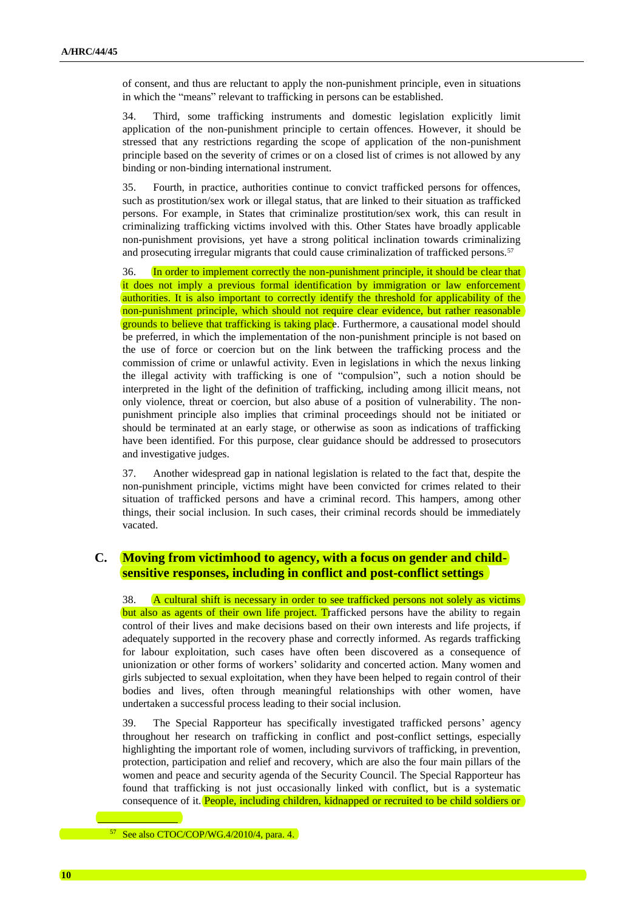of consent, and thus are reluctant to apply the non-punishment principle, even in situations in which the "means" relevant to trafficking in persons can be established.

34. Third, some trafficking instruments and domestic legislation explicitly limit application of the non-punishment principle to certain offences. However, it should be stressed that any restrictions regarding the scope of application of the non-punishment principle based on the severity of crimes or on a closed list of crimes is not allowed by any binding or non-binding international instrument.

35. Fourth, in practice, authorities continue to convict trafficked persons for offences, such as prostitution/sex work or illegal status, that are linked to their situation as trafficked persons. For example, in States that criminalize prostitution/sex work, this can result in criminalizing trafficking victims involved with this. Other States have broadly applicable non-punishment provisions, yet have a strong political inclination towards criminalizing and prosecuting irregular migrants that could cause criminalization of trafficked persons.[57]

36. In order to implement correctly the non-punishment principle, it should be clear that it does not imply a previous formal identification by immigration or law enforcement authorities. It is also important to correctly identify the threshold for applicability of the non-punishment principle, which should not require clear evidence, but rather reasonable grounds to believe that trafficking is taking place. Furthermore, a causational model should be preferred, in which the implementation of the non-punishment principle is not based on the use of force or coercion but on the link between the trafficking process and the commission of crime or unlawful activity. Even in legislations in which the nexus linking the illegal activity with trafficking is one of "compulsion", such a notion should be interpreted in the light of the definition of trafficking, including among illicit means, not only violence, threat or coercion, but also abuse of a position of vulnerability. The non-punishment principle also implies that criminal proceedings should not be initiated or should be terminated at an early stage, or otherwise as soon as indications of trafficking have been identified. For this purpose, clear guidance should be addressed to prosecutors and investigative judges.

37. Another widespread gap in national legislation is related to the fact that, despite the non-punishment principle, victims might have been convicted for crimes related to their situation of trafficked persons and have a criminal record. This hampers, among other things, their social inclusion. In such cases, their criminal records should be immediately vacated.

## C. Moving from victimhood to agency, with a focus on gender and child-sensitive responses, including in conflict and post-conflict settings

38. A cultural shift is necessary in order to see trafficked persons not solely as victims but also as agents of their own life project. Trafficked persons have the ability to regain control of their lives and make decisions based on their own interests and life projects, if adequately supported in the recovery phase and correctly informed. As regards trafficking for labour exploitation, such cases have often been discovered as a consequence of unionization or other forms of workers' solidarity and concerted action. Many women and girls subjected to sexual exploitation, when they have been helped to regain control of their bodies and lives, often through meaningful relationships with other women, have undertaken a successful process leading to their social inclusion.

39. The Special Rapporteur has specifically investigated trafficked persons' agency throughout her research on trafficking in conflict and post-conflict settings, especially highlighting the important role of women, including survivors of trafficking, in prevention, protection, participation and relief and recovery, which are also the four main pillars of the women and peace and security agenda of the Security Council. The Special Rapporteur has found that trafficking is not just occasionally linked with conflict, but is a systematic consequence of it. People, including children, kidnapped or recruited to be child soldiers or

[57] See also CTOC/COP/WG.4/2010/4, para. 4.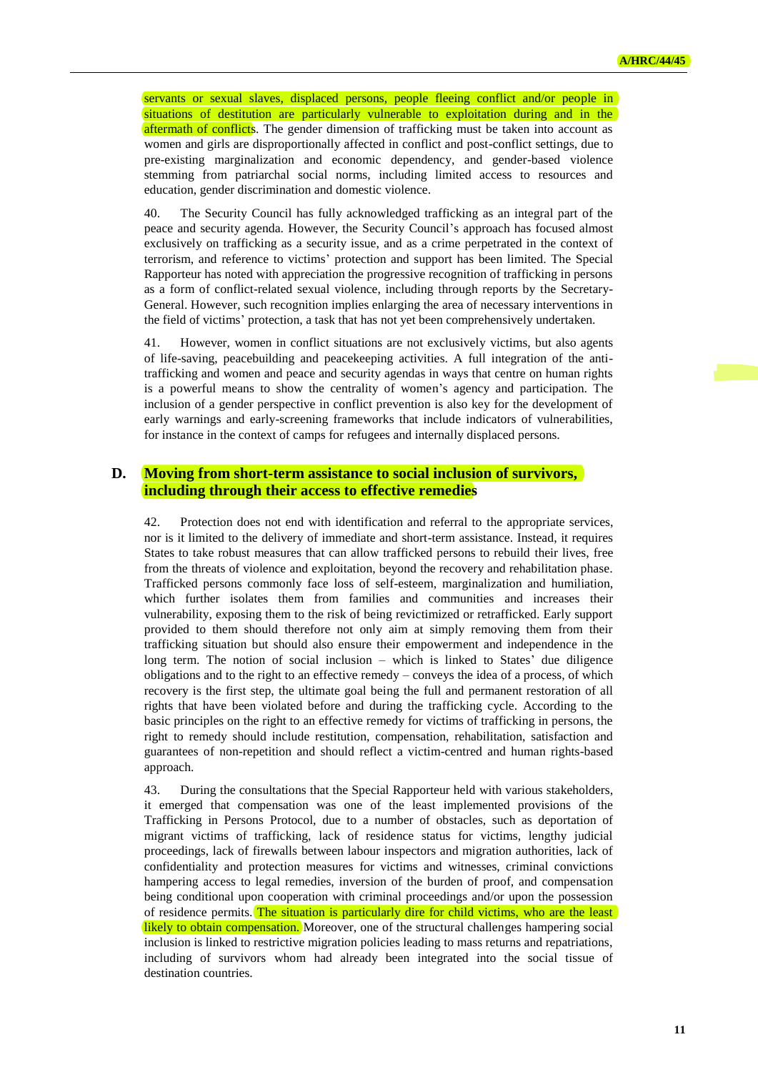servants or sexual slaves, displaced persons, people fleeing conflict and/or people in situations of destitution are particularly vulnerable to exploitation during and in the aftermath of conflicts. The gender dimension of trafficking must be taken into account as women and girls are disproportionally affected in conflict and post-conflict settings, due to pre-existing marginalization and economic dependency, and gender-based violence stemming from patriarchal social norms, including limited access to resources and education, gender discrimination and domestic violence.

40. The Security Council has fully acknowledged trafficking as an integral part of the peace and security agenda. However, the Security Council's approach has focused almost exclusively on trafficking as a security issue, and as a crime perpetrated in the context of terrorism, and reference to victims' protection and support has been limited. The Special Rapporteur has noted with appreciation the progressive recognition of trafficking in persons as a form of conflict-related sexual violence, including through reports by the Secretary-General. However, such recognition implies enlarging the area of necessary interventions in the field of victims' protection, a task that has not yet been comprehensively undertaken.

41. However, women in conflict situations are not exclusively victims, but also agents of life-saving, peacebuilding and peacekeeping activities. A full integration of the anti-trafficking and women and peace and security agendas in ways that centre on human rights is a powerful means to show the centrality of women's agency and participation. The inclusion of a gender perspective in conflict prevention is also key for the development of early warnings and early-screening frameworks that include indicators of vulnerabilities, for instance in the context of camps for refugees and internally displaced persons.

## D. Moving from short-term assistance to social inclusion of survivors, including through their access to effective remedies

42. Protection does not end with identification and referral to the appropriate services, nor is it limited to the delivery of immediate and short-term assistance. Instead, it requires States to take robust measures that can allow trafficked persons to rebuild their lives, free from the threats of violence and exploitation, beyond the recovery and rehabilitation phase. Trafficked persons commonly face loss of self-esteem, marginalization and humiliation, which further isolates them from families and communities and increases their vulnerability, exposing them to the risk of being revictimized or retrafficked. Early support provided to them should therefore not only aim at simply removing them from their trafficking situation but should also ensure their empowerment and independence in the long term. The notion of social inclusion – which is linked to States' due diligence obligations and to the right to an effective remedy – conveys the idea of a process, of which recovery is the first step, the ultimate goal being the full and permanent restoration of all rights that have been violated before and during the trafficking cycle. According to the basic principles on the right to an effective remedy for victims of trafficking in persons, the right to remedy should include restitution, compensation, rehabilitation, satisfaction and guarantees of non-repetition and should reflect a victim-centred and human rights-based approach.

43. During the consultations that the Special Rapporteur held with various stakeholders, it emerged that compensation was one of the least implemented provisions of the Trafficking in Persons Protocol, due to a number of obstacles, such as deportation of migrant victims of trafficking, lack of residence status for victims, lengthy judicial proceedings, lack of firewalls between labour inspectors and migration authorities, lack of confidentiality and protection measures for victims and witnesses, criminal convictions hampering access to legal remedies, inversion of the burden of proof, and compensation being conditional upon cooperation with criminal proceedings and/or upon the possession of residence permits. The situation is particularly dire for child victims, who are the least likely to obtain compensation. Moreover, one of the structural challenges hampering social inclusion is linked to restrictive migration policies leading to mass returns and repatriations, including of survivors whom had already been integrated into the social tissue of destination countries.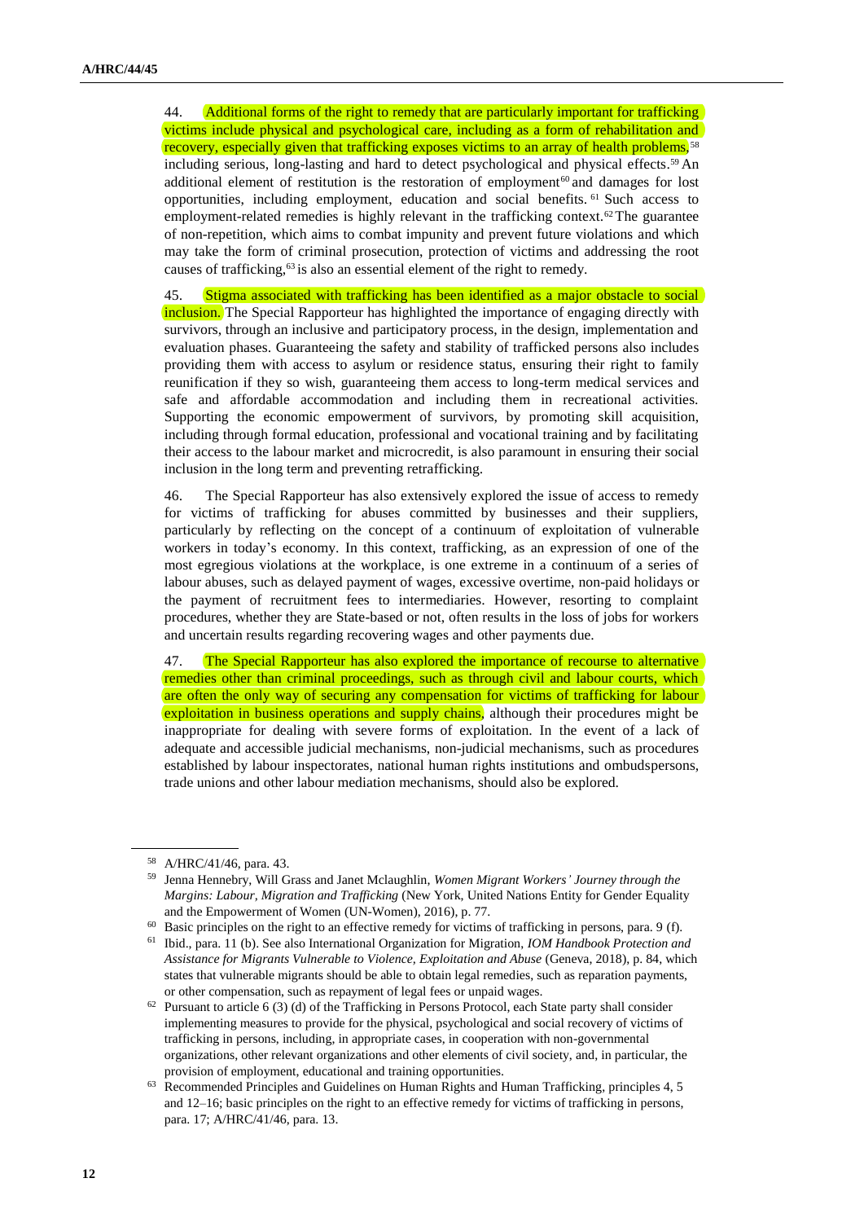44. Additional forms of the right to remedy that are particularly important for trafficking victims include physical and psychological care, including as a form of rehabilitation and recovery, especially given that trafficking exposes victims to an array of health problems,[58] including serious, long-lasting and hard to detect psychological and physical effects.[59] An additional element of restitution is the restoration of employment[60] and damages for lost opportunities, including employment, education and social benefits.[61] Such access to employment-related remedies is highly relevant in the trafficking context.[62] The guarantee of non-repetition, which aims to combat impunity and prevent future violations and which may take the form of criminal prosecution, protection of victims and addressing the root causes of trafficking,[63] is also an essential element of the right to remedy.

45. Stigma associated with trafficking has been identified as a major obstacle to social inclusion. The Special Rapporteur has highlighted the importance of engaging directly with survivors, through an inclusive and participatory process, in the design, implementation and evaluation phases. Guaranteeing the safety and stability of trafficked persons also includes providing them with access to asylum or residence status, ensuring their right to family reunification if they so wish, guaranteeing them access to long-term medical services and safe and affordable accommodation and including them in recreational activities. Supporting the economic empowerment of survivors, by promoting skill acquisition, including through formal education, professional and vocational training and by facilitating their access to the labour market and microcredit, is also paramount in ensuring their social inclusion in the long term and preventing retrafficking.

46. The Special Rapporteur has also extensively explored the issue of access to remedy for victims of trafficking for abuses committed by businesses and their suppliers, particularly by reflecting on the concept of a continuum of exploitation of vulnerable workers in today's economy. In this context, trafficking, as an expression of one of the most egregious violations at the workplace, is one extreme in a continuum of a series of labour abuses, such as delayed payment of wages, excessive overtime, non-paid holidays or the payment of recruitment fees to intermediaries. However, resorting to complaint procedures, whether they are State-based or not, often results in the loss of jobs for workers and uncertain results regarding recovering wages and other payments due.

47. The Special Rapporteur has also explored the importance of recourse to alternative remedies other than criminal proceedings, such as through civil and labour courts, which are often the only way of securing any compensation for victims of trafficking for labour exploitation in business operations and supply chains, although their procedures might be inappropriate for dealing with severe forms of exploitation. In the event of a lack of adequate and accessible judicial mechanisms, non-judicial mechanisms, such as procedures established by labour inspectorates, national human rights institutions and ombudspersons, trade unions and other labour mediation mechanisms, should also be explored.

---

[58] A/HRC/41/46, para. 43.

[59] Jenna Hennebry, Will Grass and Janet Mclaughlin, *Women Migrant Workers' Journey through the Margins: Labour, Migration and Trafficking* (New York, United Nations Entity for Gender Equality and the Empowerment of Women (UN-Women), 2016), p. 77.

[60] Basic principles on the right to an effective remedy for victims of trafficking in persons, para. 9 (f).

[61] Ibid., para. 11 (b). See also International Organization for Migration, *IOM Handbook Protection and Assistance for Migrants Vulnerable to Violence, Exploitation and Abuse* (Geneva, 2018), p. 84, which states that vulnerable migrants should be able to obtain legal remedies, such as reparation payments, or other compensation, such as repayment of legal fees or unpaid wages.

[62] Pursuant to article 6 (3) (d) of the Trafficking in Persons Protocol, each State party shall consider implementing measures to provide for the physical, psychological and social recovery of victims of trafficking in persons, including, in appropriate cases, in cooperation with non-governmental organizations, other relevant organizations and other elements of civil society, and, in particular, the provision of employment, educational and training opportunities.

[63] Recommended Principles and Guidelines on Human Rights and Human Trafficking, principles 4, 5 and 12–16; basic principles on the right to an effective remedy for victims of trafficking in persons, para. 17; A/HRC/41/46, para. 13.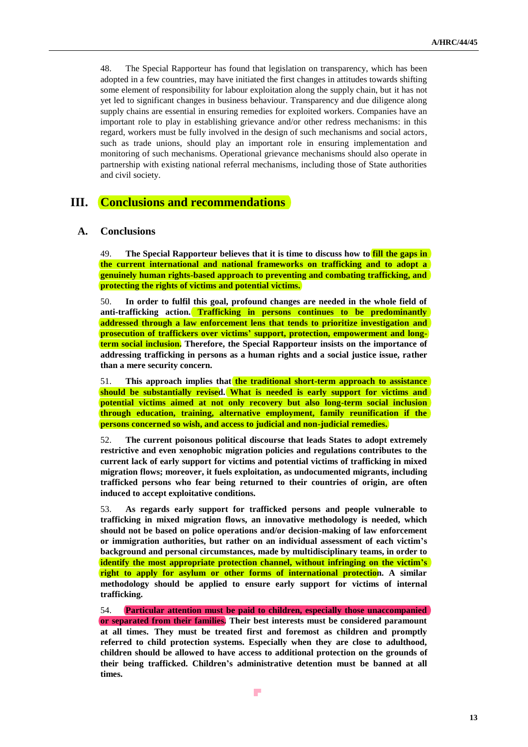48. The Special Rapporteur has found that legislation on transparency, which has been adopted in a few countries, may have initiated the first changes in attitudes towards shifting some element of responsibility for labour exploitation along the supply chain, but it has not yet led to significant changes in business behaviour. Transparency and due diligence along supply chains are essential in ensuring remedies for exploited workers. Companies have an important role to play in establishing grievance and/or other redress mechanisms: in this regard, workers must be fully involved in the design of such mechanisms and social actors, such as trade unions, should play an important role in ensuring implementation and monitoring of such mechanisms. Operational grievance mechanisms should also operate in partnership with existing national referral mechanisms, including those of State authorities and civil society.

# III. Conclusions and recommendations

## A. Conclusions

49. **The Special Rapporteur believes that it is time to discuss how to fill the gaps in the current international and national frameworks on trafficking and to adopt a genuinely human rights-based approach to preventing and combating trafficking, and protecting the rights of victims and potential victims.**

50. **In order to fulfil this goal, profound changes are needed in the whole field of anti-trafficking action. Trafficking in persons continues to be predominantly addressed through a law enforcement lens that tends to prioritize investigation and prosecution of traffickers over victims' support, protection, empowerment and long-term social inclusion. Therefore, the Special Rapporteur insists on the importance of addressing trafficking in persons as a human rights and a social justice issue, rather than a mere security concern.**

51. **This approach implies that the traditional short-term approach to assistance should be substantially revised. What is needed is early support for victims and potential victims aimed at not only recovery but also long-term social inclusion through education, training, alternative employment, family reunification if the persons concerned so wish, and access to judicial and non-judicial remedies.**

52. **The current poisonous political discourse that leads States to adopt extremely restrictive and even xenophobic migration policies and regulations contributes to the current lack of early support for victims and potential victims of trafficking in mixed migration flows; moreover, it fuels exploitation, as undocumented migrants, including trafficked persons who fear being returned to their countries of origin, are often induced to accept exploitative conditions.**

53. **As regards early support for trafficked persons and people vulnerable to trafficking in mixed migration flows, an innovative methodology is needed, which should not be based on police operations and/or decision-making of law enforcement or immigration authorities, but rather on an individual assessment of each victim's background and personal circumstances, made by multidisciplinary teams, in order to identify the most appropriate protection channel, without infringing on the victim's right to apply for asylum or other forms of international protection. A similar methodology should be applied to ensure early support for victims of internal trafficking.**

54. **Particular attention must be paid to children, especially those unaccompanied or separated from their families. Their best interests must be considered paramount at all times. They must be treated first and foremost as children and promptly referred to child protection systems. Especially when they are close to adulthood, children should be allowed to have access to additional protection on the grounds of their being trafficked. Children's administrative detention must be banned at all times.**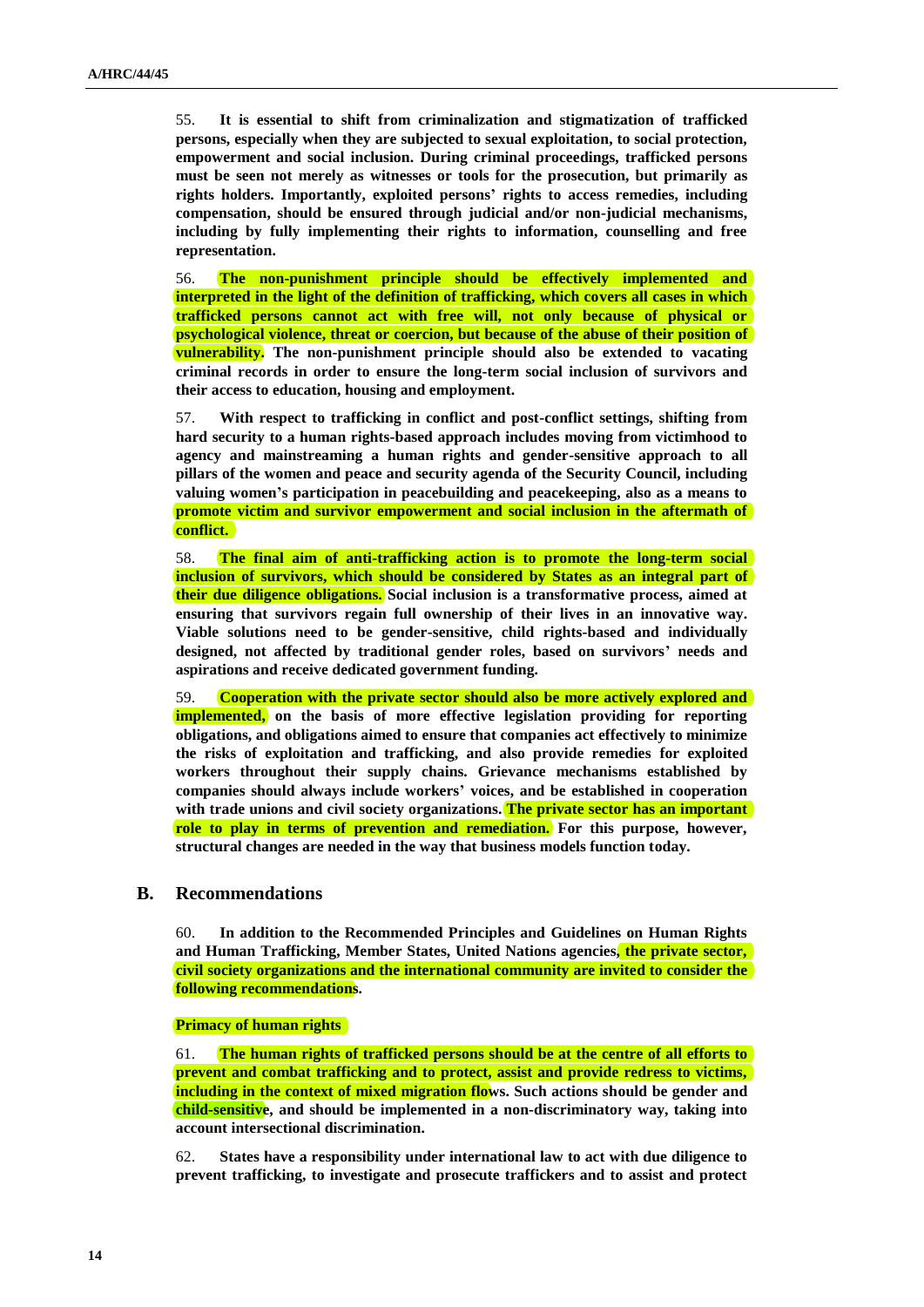55. **It is essential to shift from criminalization and stigmatization of trafficked persons, especially when they are subjected to sexual exploitation, to social protection, empowerment and social inclusion. During criminal proceedings, trafficked persons must be seen not merely as witnesses or tools for the prosecution, but primarily as rights holders. Importantly, exploited persons' rights to access remedies, including compensation, should be ensured through judicial and/or non-judicial mechanisms, including by fully implementing their rights to information, counselling and free representation.**

56. **The non-punishment principle should be effectively implemented and interpreted in the light of the definition of trafficking, which covers all cases in which trafficked persons cannot act with free will, not only because of physical or psychological violence, threat or coercion, but because of the abuse of their position of vulnerability. The non-punishment principle should also be extended to vacating criminal records in order to ensure the long-term social inclusion of survivors and their access to education, housing and employment.**

57. **With respect to trafficking in conflict and post-conflict settings, shifting from hard security to a human rights-based approach includes moving from victimhood to agency and mainstreaming a human rights and gender-sensitive approach to all pillars of the women and peace and security agenda of the Security Council, including valuing women's participation in peacebuilding and peacekeeping, also as a means to promote victim and survivor empowerment and social inclusion in the aftermath of conflict.**

58. **The final aim of anti-trafficking action is to promote the long-term social inclusion of survivors, which should be considered by States as an integral part of their due diligence obligations. Social inclusion is a transformative process, aimed at ensuring that survivors regain full ownership of their lives in an innovative way. Viable solutions need to be gender-sensitive, child rights-based and individually designed, not affected by traditional gender roles, based on survivors' needs and aspirations and receive dedicated government funding.**

59. **Cooperation with the private sector should also be more actively explored and implemented, on the basis of more effective legislation providing for reporting obligations, and obligations aimed to ensure that companies act effectively to minimize the risks of exploitation and trafficking, and also provide remedies for exploited workers throughout their supply chains. Grievance mechanisms established by companies should always include workers' voices, and be established in cooperation with trade unions and civil society organizations. The private sector has an important role to play in terms of prevention and remediation. For this purpose, however, structural changes are needed in the way that business models function today.**

## B. Recommendations

60. **In addition to the Recommended Principles and Guidelines on Human Rights and Human Trafficking, Member States, United Nations agencies, the private sector, civil society organizations and the international community are invited to consider the following recommendations.**

**Primacy of human rights**

61. **The human rights of trafficked persons should be at the centre of all efforts to prevent and combat trafficking and to protect, assist and provide redress to victims, including in the context of mixed migration flows. Such actions should be gender and child-sensitive, and should be implemented in a non-discriminatory way, taking into account intersectional discrimination.**

62. **States have a responsibility under international law to act with due diligence to prevent trafficking, to investigate and prosecute traffickers and to assist and protect**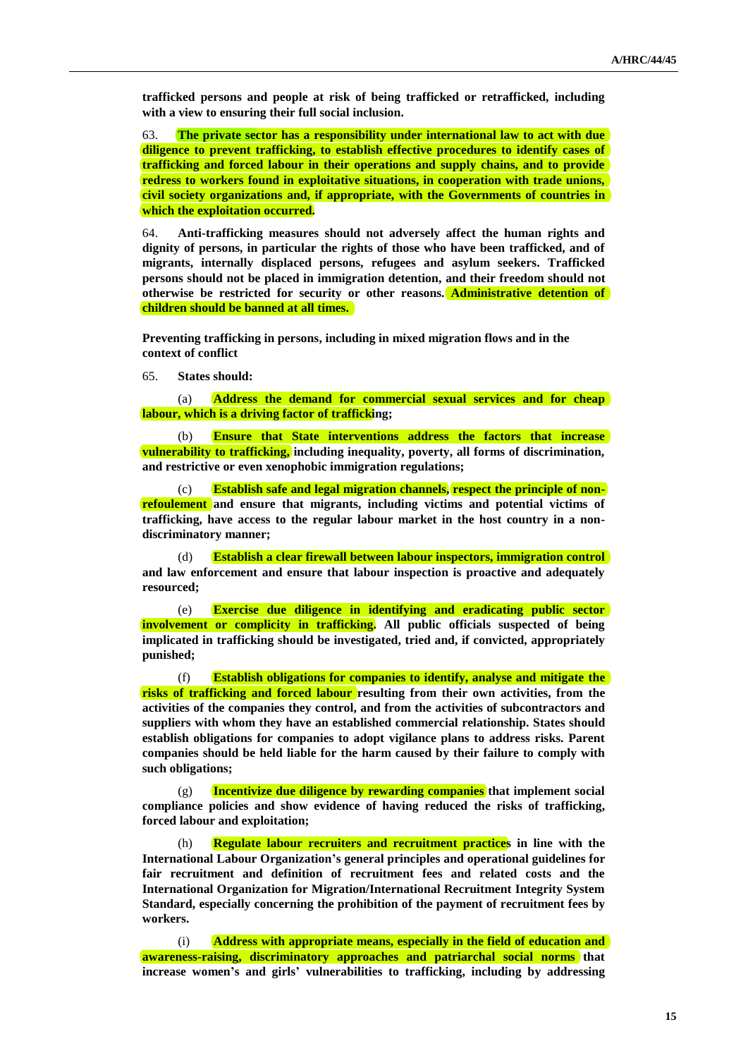**trafficked persons and people at risk of being trafficked or retrafficked, including with a view to ensuring their full social inclusion.**

63. **The private sector has a responsibility under international law to act with due diligence to prevent trafficking, to establish effective procedures to identify cases of trafficking and forced labour in their operations and supply chains, and to provide redress to workers found in exploitative situations, in cooperation with trade unions, civil society organizations and, if appropriate, with the Governments of countries in which the exploitation occurred.**

64. **Anti-trafficking measures should not adversely affect the human rights and dignity of persons, in particular the rights of those who have been trafficked, and of migrants, internally displaced persons, refugees and asylum seekers. Trafficked persons should not be placed in immigration detention, and their freedom should not otherwise be restricted for security or other reasons. Administrative detention of children should be banned at all times.**

**Preventing trafficking in persons, including in mixed migration flows and in the context of conflict**

65. **States should:**

(a) **Address the demand for commercial sexual services and for cheap labour, which is a driving factor of trafficking;**

(b) **Ensure that State interventions address the factors that increase vulnerability to trafficking, including inequality, poverty, all forms of discrimination, and restrictive or even xenophobic immigration regulations;**

(c) **Establish safe and legal migration channels, respect the principle of non-refoulement and ensure that migrants, including victims and potential victims of trafficking, have access to the regular labour market in the host country in a non-discriminatory manner;**

(d) **Establish a clear firewall between labour inspectors, immigration control and law enforcement and ensure that labour inspection is proactive and adequately resourced;**

(e) **Exercise due diligence in identifying and eradicating public sector involvement or complicity in trafficking. All public officials suspected of being implicated in trafficking should be investigated, tried and, if convicted, appropriately punished;**

(f) **Establish obligations for companies to identify, analyse and mitigate the risks of trafficking and forced labour resulting from their own activities, from the activities of the companies they control, and from the activities of subcontractors and suppliers with whom they have an established commercial relationship. States should establish obligations for companies to adopt vigilance plans to address risks. Parent companies should be held liable for the harm caused by their failure to comply with such obligations;**

(g) **Incentivize due diligence by rewarding companies that implement social compliance policies and show evidence of having reduced the risks of trafficking, forced labour and exploitation;**

(h) **Regulate labour recruiters and recruitment practices in line with the International Labour Organization's general principles and operational guidelines for fair recruitment and definition of recruitment fees and related costs and the International Organization for Migration/International Recruitment Integrity System Standard, especially concerning the prohibition of the payment of recruitment fees by workers.**

(i) **Address with appropriate means, especially in the field of education and awareness-raising, discriminatory approaches and patriarchal social norms that increase women's and girls' vulnerabilities to trafficking, including by addressing**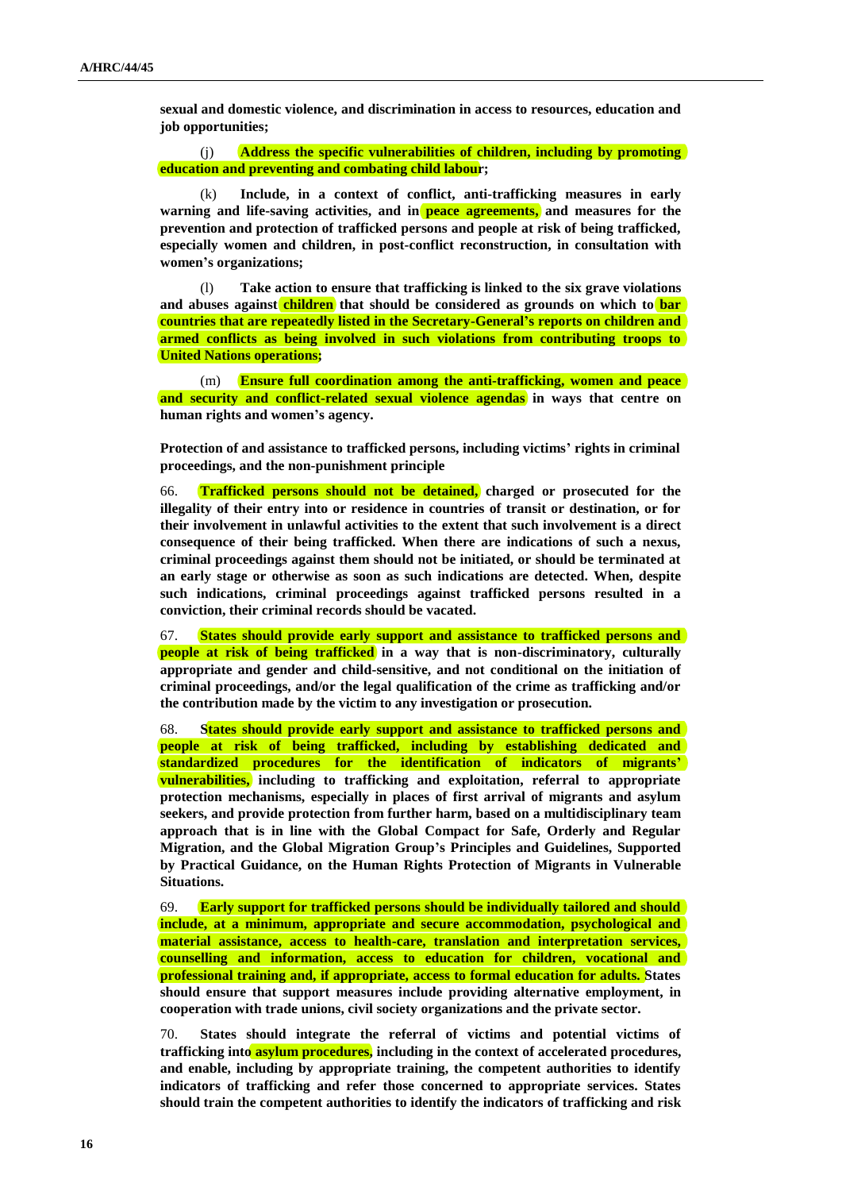**sexual and domestic violence, and discrimination in access to resources, education and job opportunities;**

(j) **Address the specific vulnerabilities of children, including by promoting education and preventing and combating child labour;**

(k) **Include, in a context of conflict, anti-trafficking measures in early warning and life-saving activities, and in peace agreements, and measures for the prevention and protection of trafficked persons and people at risk of being trafficked, especially women and children, in post-conflict reconstruction, in consultation with women's organizations;**

(l) **Take action to ensure that trafficking is linked to the six grave violations and abuses against children that should be considered as grounds on which to bar countries that are repeatedly listed in the Secretary-General's reports on children and armed conflicts as being involved in such violations from contributing troops to United Nations operations;**

(m) **Ensure full coordination among the anti-trafficking, women and peace and security and conflict-related sexual violence agendas in ways that centre on human rights and women's agency.**

**Protection of and assistance to trafficked persons, including victims' rights in criminal proceedings, and the non-punishment principle**

66. **Trafficked persons should not be detained, charged or prosecuted for the illegality of their entry into or residence in countries of transit or destination, or for their involvement in unlawful activities to the extent that such involvement is a direct consequence of their being trafficked. When there are indications of such a nexus, criminal proceedings against them should not be initiated, or should be terminated at an early stage or otherwise as soon as such indications are detected. When, despite such indications, criminal proceedings against trafficked persons resulted in a conviction, their criminal records should be vacated.**

67. **States should provide early support and assistance to trafficked persons and people at risk of being trafficked in a way that is non-discriminatory, culturally appropriate and gender and child-sensitive, and not conditional on the initiation of criminal proceedings, and/or the legal qualification of the crime as trafficking and/or the contribution made by the victim to any investigation or prosecution.**

68. **States should provide early support and assistance to trafficked persons and people at risk of being trafficked, including by establishing dedicated and standardized procedures for the identification of indicators of migrants' vulnerabilities, including to trafficking and exploitation, referral to appropriate protection mechanisms, especially in places of first arrival of migrants and asylum seekers, and provide protection from further harm, based on a multidisciplinary team approach that is in line with the Global Compact for Safe, Orderly and Regular Migration, and the Global Migration Group's Principles and Guidelines, Supported by Practical Guidance, on the Human Rights Protection of Migrants in Vulnerable Situations.**

69. **Early support for trafficked persons should be individually tailored and should include, at a minimum, appropriate and secure accommodation, psychological and material assistance, access to health-care, translation and interpretation services, counselling and information, access to education for children, vocational and professional training and, if appropriate, access to formal education for adults. States should ensure that support measures include providing alternative employment, in cooperation with trade unions, civil society organizations and the private sector.**

70. **States should integrate the referral of victims and potential victims of trafficking into asylum procedures, including in the context of accelerated procedures, and enable, including by appropriate training, the competent authorities to identify indicators of trafficking and refer those concerned to appropriate services. States should train the competent authorities to identify the indicators of trafficking and risk**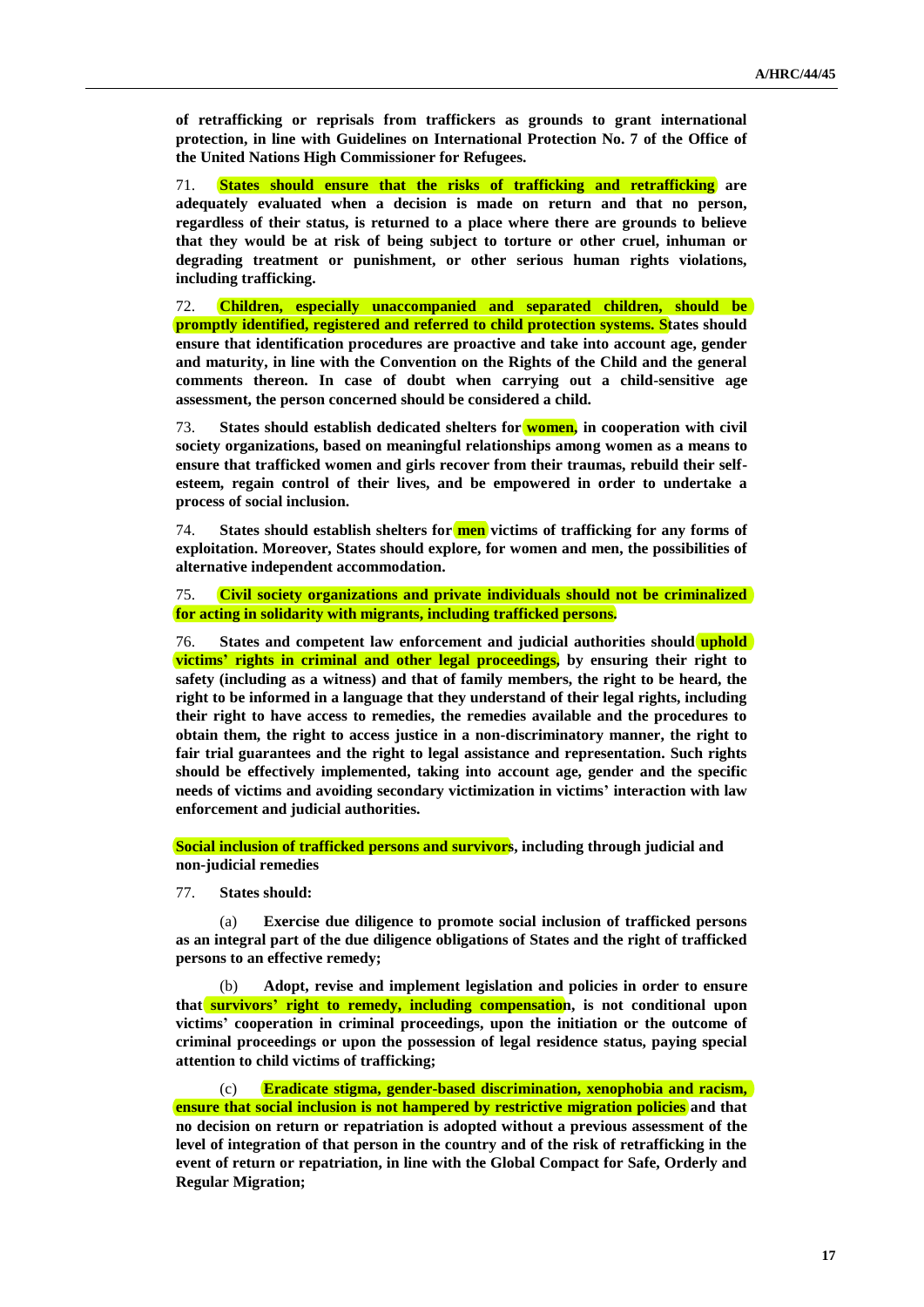**of retrafficking or reprisals from traffickers as grounds to grant international protection, in line with Guidelines on International Protection No. 7 of the Office of the United Nations High Commissioner for Refugees.**

71. **States should ensure that the risks of trafficking and retrafficking are adequately evaluated when a decision is made on return and that no person, regardless of their status, is returned to a place where there are grounds to believe that they would be at risk of being subject to torture or other cruel, inhuman or degrading treatment or punishment, or other serious human rights violations, including trafficking.**

72. **Children, especially unaccompanied and separated children, should be promptly identified, registered and referred to child protection systems. States should ensure that identification procedures are proactive and take into account age, gender and maturity, in line with the Convention on the Rights of the Child and the general comments thereon. In case of doubt when carrying out a child-sensitive age assessment, the person concerned should be considered a child.**

73. **States should establish dedicated shelters for women, in cooperation with civil society organizations, based on meaningful relationships among women as a means to ensure that trafficked women and girls recover from their traumas, rebuild their self-esteem, regain control of their lives, and be empowered in order to undertake a process of social inclusion.**

74. **States should establish shelters for men victims of trafficking for any forms of exploitation. Moreover, States should explore, for women and men, the possibilities of alternative independent accommodation.**

75. **Civil society organizations and private individuals should not be criminalized for acting in solidarity with migrants, including trafficked persons.**

76. **States and competent law enforcement and judicial authorities should uphold victims' rights in criminal and other legal proceedings, by ensuring their right to safety (including as a witness) and that of family members, the right to be heard, the right to be informed in a language that they understand of their legal rights, including their right to have access to remedies, the remedies available and the procedures to obtain them, the right to access justice in a non-discriminatory manner, the right to fair trial guarantees and the right to legal assistance and representation. Such rights should be effectively implemented, taking into account age, gender and the specific needs of victims and avoiding secondary victimization in victims' interaction with law enforcement and judicial authorities.**

### Social inclusion of trafficked persons and survivors, including through judicial and non-judicial remedies

77. **States should:**

(a) **Exercise due diligence to promote social inclusion of trafficked persons as an integral part of the due diligence obligations of States and the right of trafficked persons to an effective remedy;**

(b) **Adopt, revise and implement legislation and policies in order to ensure that survivors' right to remedy, including compensation, is not conditional upon victims' cooperation in criminal proceedings, upon the initiation or the outcome of criminal proceedings or upon the possession of legal residence status, paying special attention to child victims of trafficking;**

(c) **Eradicate stigma, gender-based discrimination, xenophobia and racism, ensure that social inclusion is not hampered by restrictive migration policies and that no decision on return or repatriation is adopted without a previous assessment of the level of integration of that person in the country and of the risk of retrafficking in the event of return or repatriation, in line with the Global Compact for Safe, Orderly and Regular Migration;**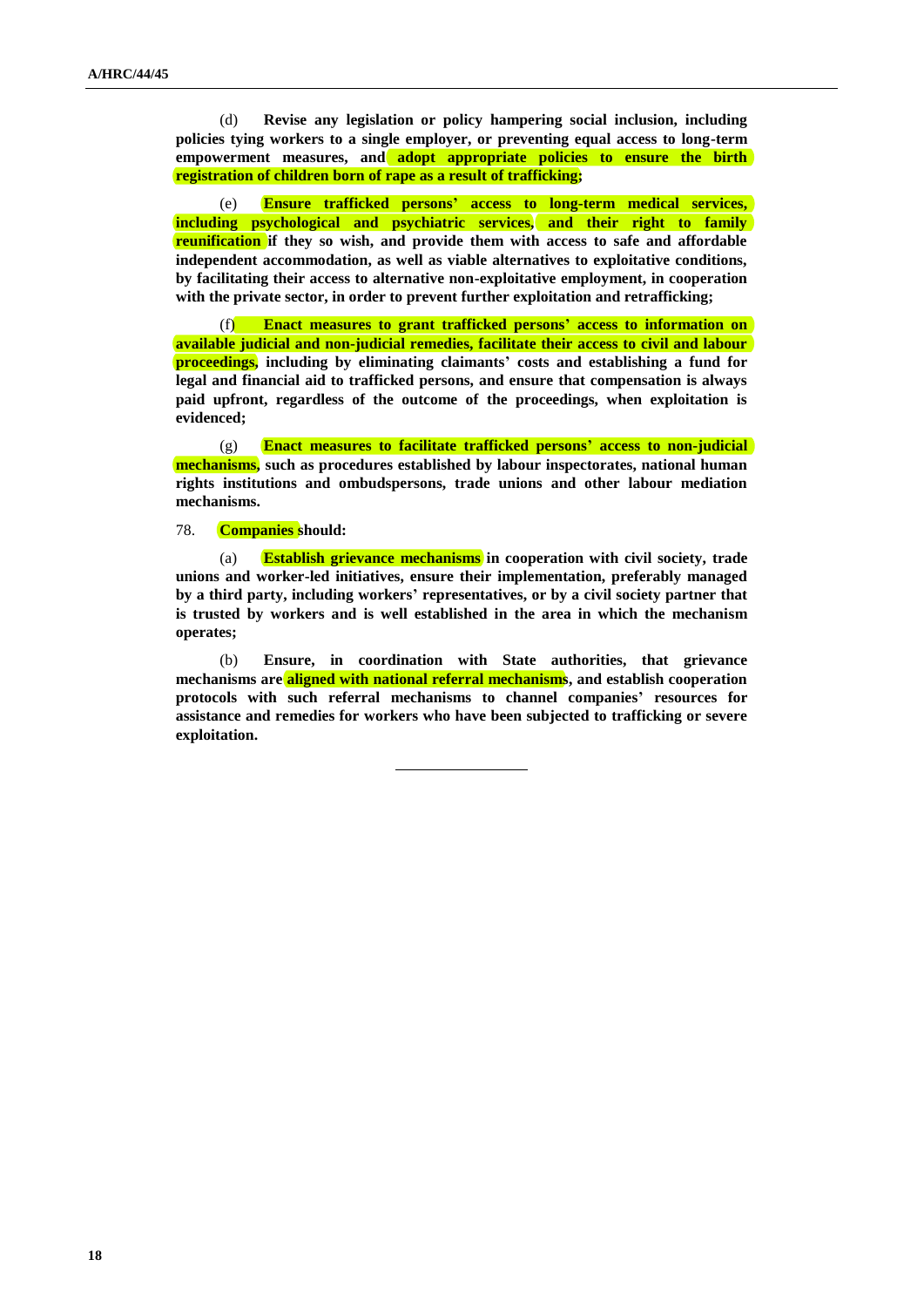(d) **Revise any legislation or policy hampering social inclusion, including policies tying workers to a single employer, or preventing equal access to long-term empowerment measures, and adopt appropriate policies to ensure the birth registration of children born of rape as a result of trafficking;**

(e) **Ensure trafficked persons' access to long-term medical services, including psychological and psychiatric services, and their right to family reunification if they so wish, and provide them with access to safe and affordable independent accommodation, as well as viable alternatives to exploitative conditions, by facilitating their access to alternative non-exploitative employment, in cooperation with the private sector, in order to prevent further exploitation and retrafficking;**

(f) **Enact measures to grant trafficked persons' access to information on available judicial and non-judicial remedies, facilitate their access to civil and labour proceedings, including by eliminating claimants' costs and establishing a fund for legal and financial aid to trafficked persons, and ensure that compensation is always paid upfront, regardless of the outcome of the proceedings, when exploitation is evidenced;**

(g) **Enact measures to facilitate trafficked persons' access to non-judicial mechanisms, such as procedures established by labour inspectorates, national human rights institutions and ombudspersons, trade unions and other labour mediation mechanisms.**

78. **Companies should:**

(a) **Establish grievance mechanisms in cooperation with civil society, trade unions and worker-led initiatives, ensure their implementation, preferably managed by a third party, including workers' representatives, or by a civil society partner that is trusted by workers and is well established in the area in which the mechanism operates;**

(b) **Ensure, in coordination with State authorities, that grievance mechanisms are aligned with national referral mechanisms, and establish cooperation protocols with such referral mechanisms to channel companies' resources for assistance and remedies for workers who have been subjected to trafficking or severe exploitation.**